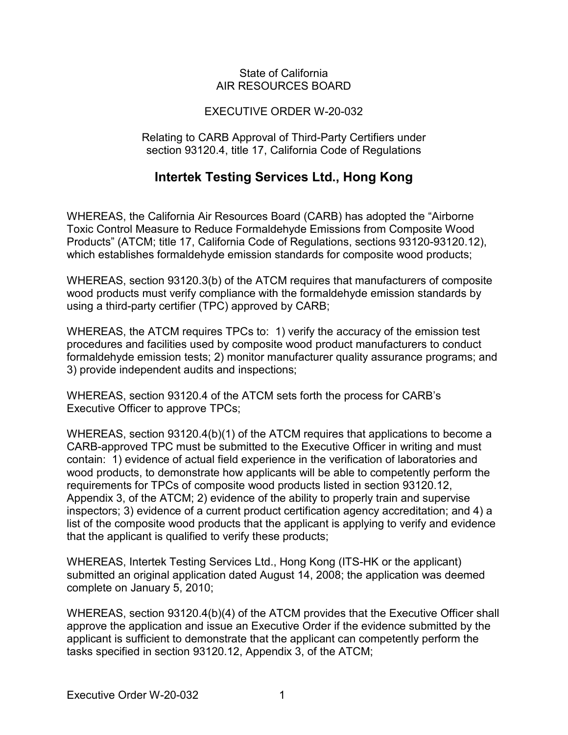State of California
AIR RESOURCES BOARD

EXECUTIVE ORDER W-20-032

Relating to CARB Approval of Third-Party Certifiers under section 93120.4, title 17, California Code of Regulations

# Intertek Testing Services Ltd., Hong Kong

WHEREAS, the California Air Resources Board (CARB) has adopted the “Airborne Toxic Control Measure to Reduce Formaldehyde Emissions from Composite Wood Products” (ATCM; title 17, California Code of Regulations, sections 93120-93120.12), which establishes formaldehyde emission standards for composite wood products;

WHEREAS, section 93120.3(b) of the ATCM requires that manufacturers of composite wood products must verify compliance with the formaldehyde emission standards by using a third-party certifier (TPC) approved by CARB;

WHEREAS, the ATCM requires TPCs to: 1) verify the accuracy of the emission test procedures and facilities used by composite wood product manufacturers to conduct formaldehyde emission tests; 2) monitor manufacturer quality assurance programs; and 3) provide independent audits and inspections;

WHEREAS, section 93120.4 of the ATCM sets forth the process for CARB’s Executive Officer to approve TPCs;

WHEREAS, section 93120.4(b)(1) of the ATCM requires that applications to become a CARB-approved TPC must be submitted to the Executive Officer in writing and must contain: 1) evidence of actual field experience in the verification of laboratories and wood products, to demonstrate how applicants will be able to competently perform the requirements for TPCs of composite wood products listed in section 93120.12, Appendix 3, of the ATCM; 2) evidence of the ability to properly train and supervise inspectors; 3) evidence of a current product certification agency accreditation; and 4) a list of the composite wood products that the applicant is applying to verify and evidence that the applicant is qualified to verify these products;

WHEREAS, Intertek Testing Services Ltd., Hong Kong (ITS-HK or the applicant) submitted an original application dated August 14, 2008; the application was deemed complete on January 5, 2010;

WHEREAS, section 93120.4(b)(4) of the ATCM provides that the Executive Officer shall approve the application and issue an Executive Order if the evidence submitted by the applicant is sufficient to demonstrate that the applicant can competently perform the tasks specified in section 93120.12, Appendix 3, of the ATCM;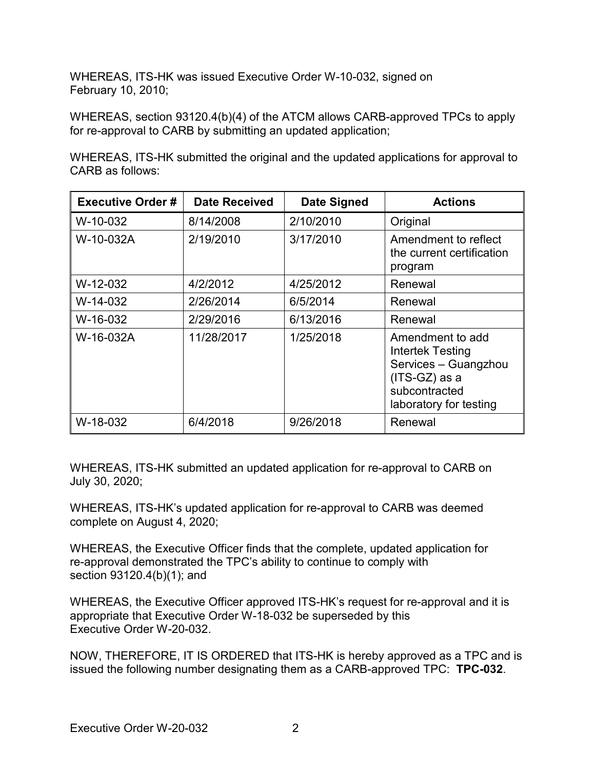WHEREAS, ITS-HK was issued Executive Order W-10-032, signed on February 10, 2010;

WHEREAS, section 93120.4(b)(4) of the ATCM allows CARB-approved TPCs to apply for re-approval to CARB by submitting an updated application;

WHEREAS, ITS-HK submitted the original and the updated applications for approval to CARB as follows:

| Executive Order # | Date Received | Date Signed | Actions |
|---|---|---|---|
| W-10-032 | 8/14/2008 | 2/10/2010 | Original |
| W-10-032A | 2/19/2010 | 3/17/2010 | Amendment to reflect the current certification program |
| W-12-032 | 4/2/2012 | 4/25/2012 | Renewal |
| W-14-032 | 2/26/2014 | 6/5/2014 | Renewal |
| W-16-032 | 2/29/2016 | 6/13/2016 | Renewal |
| W-16-032A | 11/28/2017 | 1/25/2018 | Amendment to add Intertek Testing Services – Guangzhou (ITS-GZ) as a subcontracted laboratory for testing |
| W-18-032 | 6/4/2018 | 9/26/2018 | Renewal |

WHEREAS, ITS-HK submitted an updated application for re-approval to CARB on July 30, 2020;

WHEREAS, ITS-HK's updated application for re-approval to CARB was deemed complete on August 4, 2020;

WHEREAS, the Executive Officer finds that the complete, updated application for re-approval demonstrated the TPC's ability to continue to comply with section 93120.4(b)(1); and

WHEREAS, the Executive Officer approved ITS-HK's request for re-approval and it is appropriate that Executive Order W-18-032 be superseded by this Executive Order W-20-032.

NOW, THEREFORE, IT IS ORDERED that ITS-HK is hereby approved as a TPC and is issued the following number designating them as a CARB-approved TPC: **TPC-032**.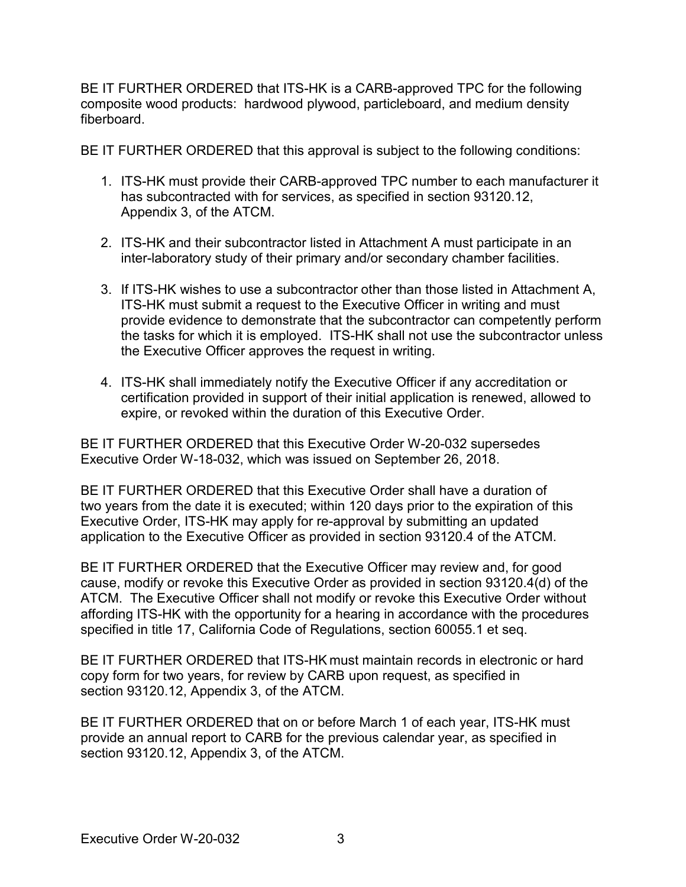BE IT FURTHER ORDERED that ITS-HK is a CARB-approved TPC for the following composite wood products: hardwood plywood, particleboard, and medium density fiberboard.

BE IT FURTHER ORDERED that this approval is subject to the following conditions:

1. ITS-HK must provide their CARB-approved TPC number to each manufacturer it has subcontracted with for services, as specified in section 93120.12, Appendix 3, of the ATCM.

2. ITS-HK and their subcontractor listed in Attachment A must participate in an inter-laboratory study of their primary and/or secondary chamber facilities.

3. If ITS-HK wishes to use a subcontractor other than those listed in Attachment A, ITS-HK must submit a request to the Executive Officer in writing and must provide evidence to demonstrate that the subcontractor can competently perform the tasks for which it is employed. ITS-HK shall not use the subcontractor unless the Executive Officer approves the request in writing.

4. ITS-HK shall immediately notify the Executive Officer if any accreditation or certification provided in support of their initial application is renewed, allowed to expire, or revoked within the duration of this Executive Order.

BE IT FURTHER ORDERED that this Executive Order W-20-032 supersedes Executive Order W-18-032, which was issued on September 26, 2018.

BE IT FURTHER ORDERED that this Executive Order shall have a duration of two years from the date it is executed; within 120 days prior to the expiration of this Executive Order, ITS-HK may apply for re-approval by submitting an updated application to the Executive Officer as provided in section 93120.4 of the ATCM.

BE IT FURTHER ORDERED that the Executive Officer may review and, for good cause, modify or revoke this Executive Order as provided in section 93120.4(d) of the ATCM. The Executive Officer shall not modify or revoke this Executive Order without affording ITS-HK with the opportunity for a hearing in accordance with the procedures specified in title 17, California Code of Regulations, section 60055.1 et seq.

BE IT FURTHER ORDERED that ITS-HK must maintain records in electronic or hard copy form for two years, for review by CARB upon request, as specified in section 93120.12, Appendix 3, of the ATCM.

BE IT FURTHER ORDERED that on or before March 1 of each year, ITS-HK must provide an annual report to CARB for the previous calendar year, as specified in section 93120.12, Appendix 3, of the ATCM.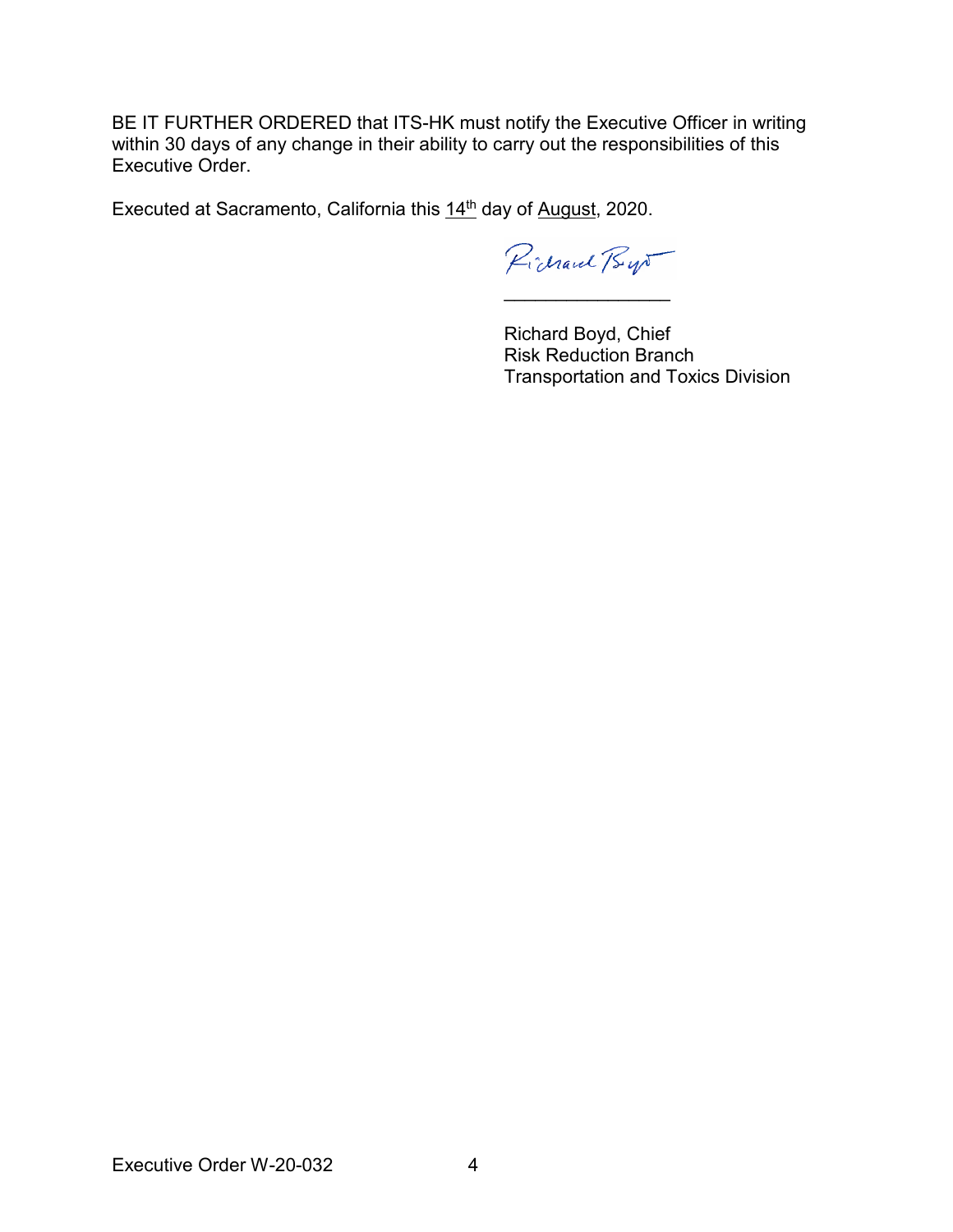BE IT FURTHER ORDERED that ITS-HK must notify the Executive Officer in writing within 30 days of any change in their ability to carry out the responsibilities of this Executive Order.

Executed at Sacramento, California this 14th day of August, 2020.

_________________

Richard Boyd, Chief
Risk Reduction Branch
Transportation and Toxics Division

Executive Order W-20-032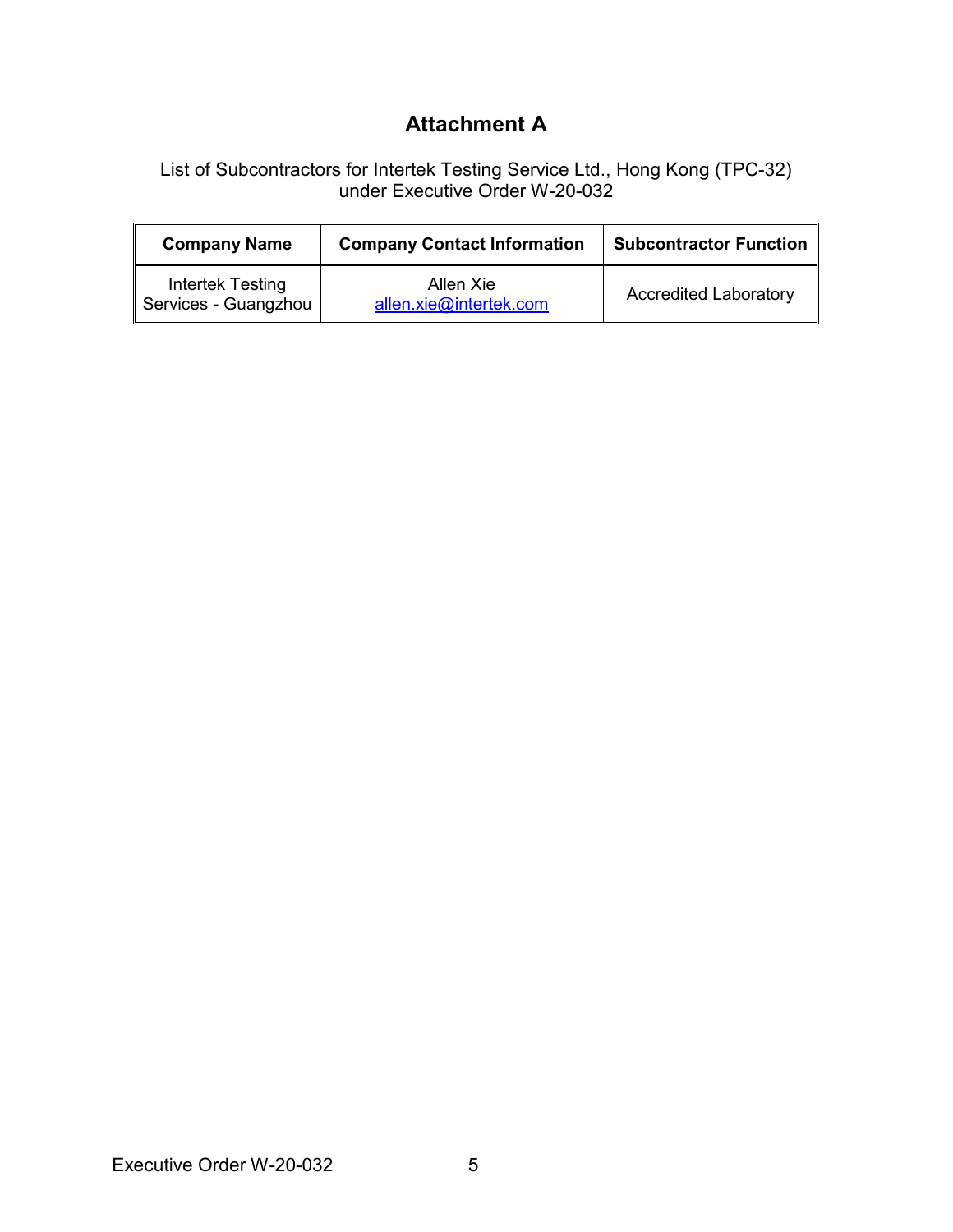# Attachment A

List of Subcontractors for Intertek Testing Service Ltd., Hong Kong (TPC-32) under Executive Order W-20-032

| Company Name | Company Contact Information | Subcontractor Function |
| --- | --- | --- |
| Intertek Testing Services - Guangzhou | Allen Xie allen.xie@intertek.com | Accredited Laboratory |